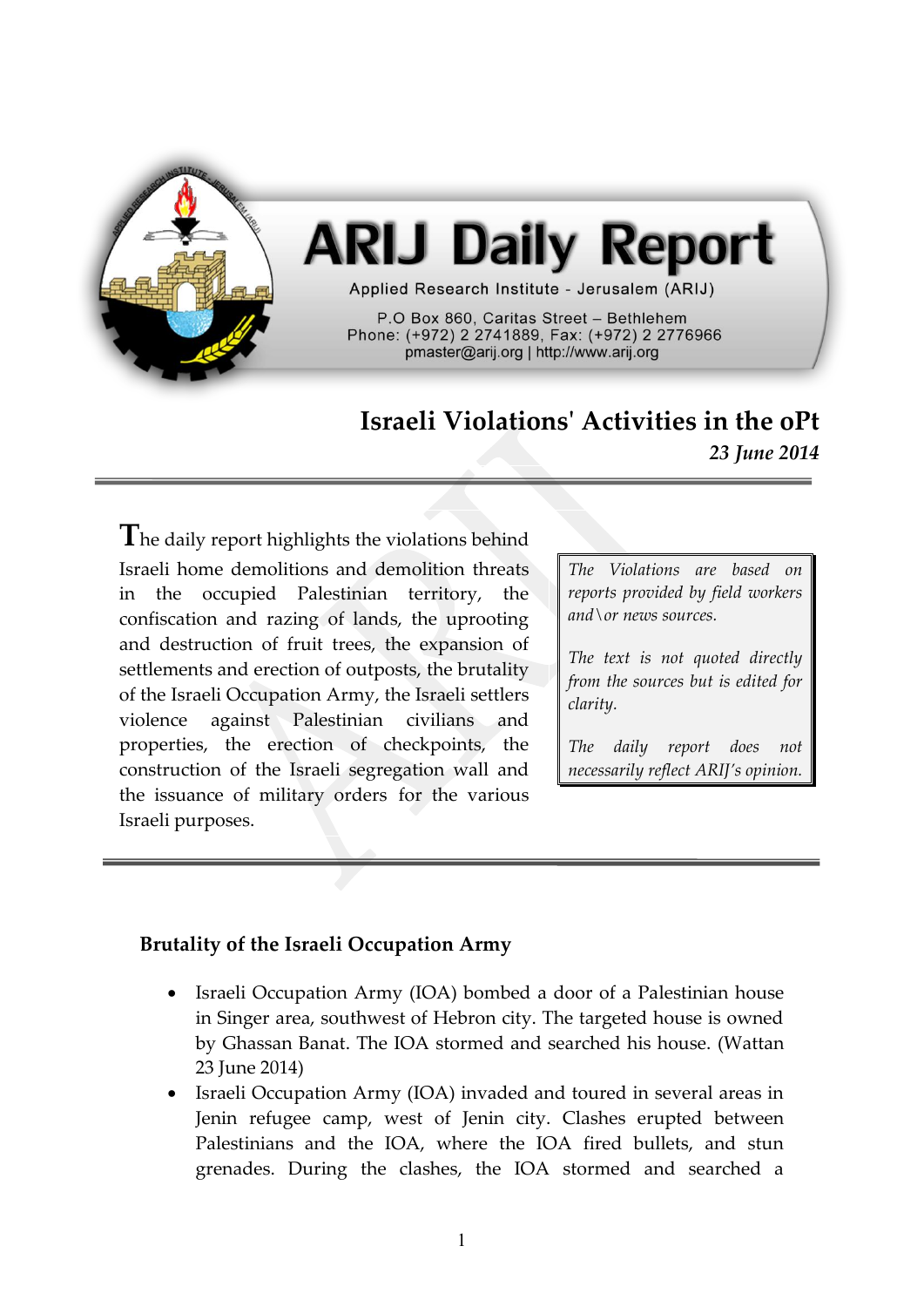# ARIJ Daily Report

Applied Research Institute - Jerusalem (ARIJ)

P.O Box 860, Caritas Street – Bethlehem
Phone: (+972) 2 2741889, Fax: (+972) 2 2776966
pmaster@arij.org | http://www.arij.org

## Israeli Violations' Activities in the oPt

*23 June 2014*

The daily report highlights the violations behind Israeli home demolitions and demolition threats in the occupied Palestinian territory, the confiscation and razing of lands, the uprooting and destruction of fruit trees, the expansion of settlements and erection of outposts, the brutality of the Israeli Occupation Army, the Israeli settlers violence against Palestinian civilians and properties, the erection of checkpoints, the construction of the Israeli segregation wall and the issuance of military orders for the various Israeli purposes.

*The Violations are based on reports provided by field workers and\or news sources.*

*The text is not quoted directly from the sources but is edited for clarity.*

*The daily report does not necessarily reflect ARIJ's opinion.*

### Brutality of the Israeli Occupation Army

- Israeli Occupation Army (IOA) bombed a door of a Palestinian house in Singer area, southwest of Hebron city. The targeted house is owned by Ghassan Banat. The IOA stormed and searched his house. (Wattan 23 June 2014)
- Israeli Occupation Army (IOA) invaded and toured in several areas in Jenin refugee camp, west of Jenin city. Clashes erupted between Palestinians and the IOA, where the IOA fired bullets, and stun grenades. During the clashes, the IOA stormed and searched a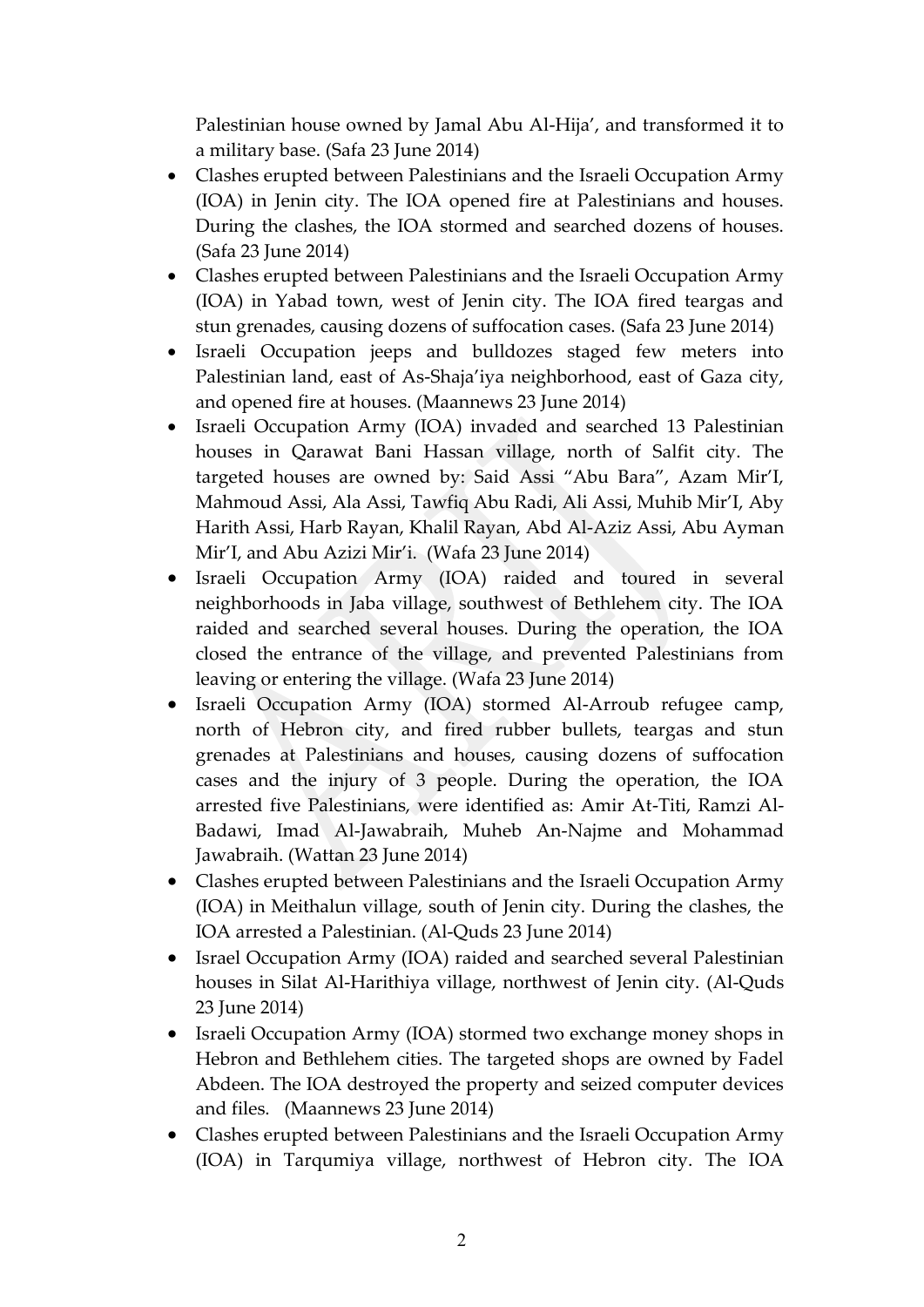Palestinian house owned by Jamal Abu Al-Hija', and transformed it to a military base. (Safa 23 June 2014)

- Clashes erupted between Palestinians and the Israeli Occupation Army (IOA) in Jenin city. The IOA opened fire at Palestinians and houses. During the clashes, the IOA stormed and searched dozens of houses. (Safa 23 June 2014)
- Clashes erupted between Palestinians and the Israeli Occupation Army (IOA) in Yabad town, west of Jenin city. The IOA fired teargas and stun grenades, causing dozens of suffocation cases. (Safa 23 June 2014)
- Israeli Occupation jeeps and bulldozes staged few meters into Palestinian land, east of As-Shaja'iya neighborhood, east of Gaza city, and opened fire at houses. (Maannews 23 June 2014)
- Israeli Occupation Army (IOA) invaded and searched 13 Palestinian houses in Qarawat Bani Hassan village, north of Salfit city. The targeted houses are owned by: Said Assi "Abu Bara", Azam Mir'I, Mahmoud Assi, Ala Assi, Tawfiq Abu Radi, Ali Assi, Muhib Mir'I, Aby Harith Assi, Harb Rayan, Khalil Rayan, Abd Al-Aziz Assi, Abu Ayman Mir'I, and Abu Azizi Mir'i. (Wafa 23 June 2014)
- Israeli Occupation Army (IOA) raided and toured in several neighborhoods in Jaba village, southwest of Bethlehem city. The IOA raided and searched several houses. During the operation, the IOA closed the entrance of the village, and prevented Palestinians from leaving or entering the village. (Wafa 23 June 2014)
- Israeli Occupation Army (IOA) stormed Al-Arroub refugee camp, north of Hebron city, and fired rubber bullets, teargas and stun grenades at Palestinians and houses, causing dozens of suffocation cases and the injury of 3 people. During the operation, the IOA arrested five Palestinians, were identified as: Amir At-Titi, Ramzi Al-Badawi, Imad Al-Jawabraih, Muheb An-Najme and Mohammad Jawabraih. (Wattan 23 June 2014)
- Clashes erupted between Palestinians and the Israeli Occupation Army (IOA) in Meithalun village, south of Jenin city. During the clashes, the IOA arrested a Palestinian. (Al-Quds 23 June 2014)
- Israel Occupation Army (IOA) raided and searched several Palestinian houses in Silat Al-Harithiya village, northwest of Jenin city. (Al-Quds 23 June 2014)
- Israeli Occupation Army (IOA) stormed two exchange money shops in Hebron and Bethlehem cities. The targeted shops are owned by Fadel Abdeen. The IOA destroyed the property and seized computer devices and files. (Maannews 23 June 2014)
- Clashes erupted between Palestinians and the Israeli Occupation Army (IOA) in Tarqumiya village, northwest of Hebron city. The IOA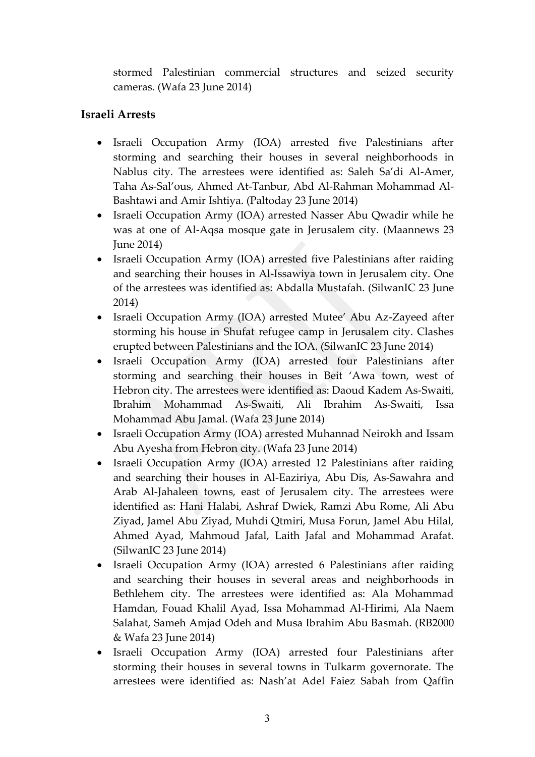stormed Palestinian commercial structures and seized security cameras. (Wafa 23 June 2014)

### Israeli Arrests

- Israeli Occupation Army (IOA) arrested five Palestinians after storming and searching their houses in several neighborhoods in Nablus city. The arrestees were identified as: Saleh Sa'di Al-Amer, Taha As-Sal'ous, Ahmed At-Tanbur, Abd Al-Rahman Mohammad Al-Bashtawi and Amir Ishtiya. (Paltoday 23 June 2014)
- Israeli Occupation Army (IOA) arrested Nasser Abu Qwadir while he was at one of Al-Aqsa mosque gate in Jerusalem city. (Maannews 23 June 2014)
- Israeli Occupation Army (IOA) arrested five Palestinians after raiding and searching their houses in Al-Issawiya town in Jerusalem city. One of the arrestees was identified as: Abdalla Mustafah. (SilwanIC 23 June 2014)
- Israeli Occupation Army (IOA) arrested Mutee' Abu Az-Zayeed after storming his house in Shufat refugee camp in Jerusalem city. Clashes erupted between Palestinians and the IOA. (SilwanIC 23 June 2014)
- Israeli Occupation Army (IOA) arrested four Palestinians after storming and searching their houses in Beit 'Awa town, west of Hebron city. The arrestees were identified as: Daoud Kadem As-Swaiti, Ibrahim Mohammad As-Swaiti, Ali Ibrahim As-Swaiti, Issa Mohammad Abu Jamal. (Wafa 23 June 2014)
- Israeli Occupation Army (IOA) arrested Muhannad Neirokh and Issam Abu Ayesha from Hebron city. (Wafa 23 June 2014)
- Israeli Occupation Army (IOA) arrested 12 Palestinians after raiding and searching their houses in Al-Eaziriya, Abu Dis, As-Sawahra and Arab Al-Jahaleen towns, east of Jerusalem city. The arrestees were identified as: Hani Halabi, Ashraf Dwiek, Ramzi Abu Rome, Ali Abu Ziyad, Jamel Abu Ziyad, Muhdi Qtmiri, Musa Forun, Jamel Abu Hilal, Ahmed Ayad, Mahmoud Jafal, Laith Jafal and Mohammad Arafat. (SilwanIC 23 June 2014)
- Israeli Occupation Army (IOA) arrested 6 Palestinians after raiding and searching their houses in several areas and neighborhoods in Bethlehem city. The arrestees were identified as: Ala Mohammad Hamdan, Fouad Khalil Ayad, Issa Mohammad Al-Hirimi, Ala Naem Salahat, Sameh Amjad Odeh and Musa Ibrahim Abu Basmah. (RB2000 & Wafa 23 June 2014)
- Israeli Occupation Army (IOA) arrested four Palestinians after storming their houses in several towns in Tulkarm governorate. The arrestees were identified as: Nash'at Adel Faiez Sabah from Qaffin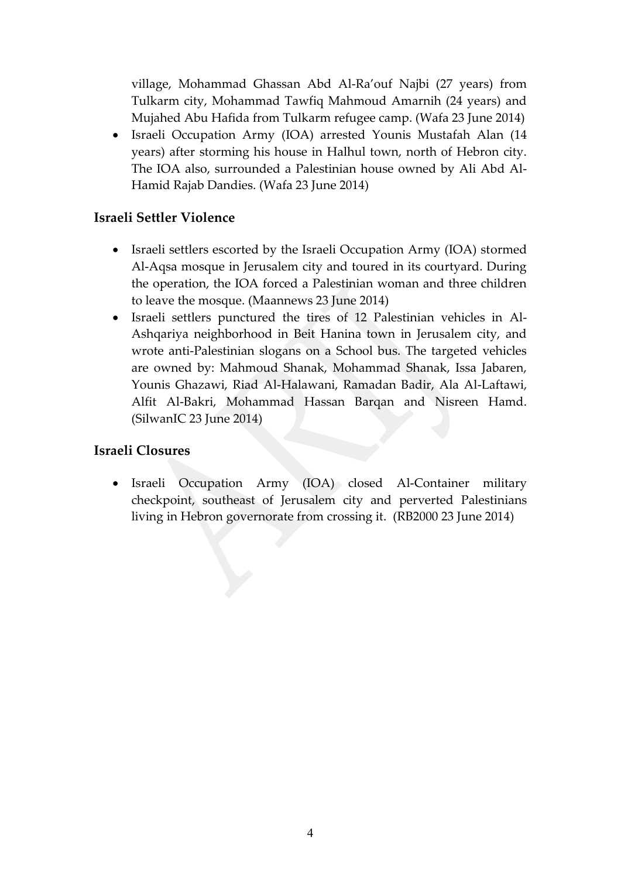village, Mohammad Ghassan Abd Al-Ra'ouf Najbi (27 years) from Tulkarm city, Mohammad Tawfiq Mahmoud Amarnih (24 years) and Mujahed Abu Hafida from Tulkarm refugee camp. (Wafa 23 June 2014)

- Israeli Occupation Army (IOA) arrested Younis Mustafah Alan (14 years) after storming his house in Halhul town, north of Hebron city. The IOA also, surrounded a Palestinian house owned by Ali Abd Al-Hamid Rajab Dandies. (Wafa 23 June 2014)

### Israeli Settler Violence

- Israeli settlers escorted by the Israeli Occupation Army (IOA) stormed Al-Aqsa mosque in Jerusalem city and toured in its courtyard. During the operation, the IOA forced a Palestinian woman and three children to leave the mosque. (Maannews 23 June 2014)
- Israeli settlers punctured the tires of 12 Palestinian vehicles in Al-Ashqariya neighborhood in Beit Hanina town in Jerusalem city, and wrote anti-Palestinian slogans on a School bus. The targeted vehicles are owned by: Mahmoud Shanak, Mohammad Shanak, Issa Jabaren, Younis Ghazawi, Riad Al-Halawani, Ramadan Badir, Ala Al-Laftawi, Alfit Al-Bakri, Mohammad Hassan Barqan and Nisreen Hamd. (SilwanIC 23 June 2014)

### Israeli Closures

- Israeli Occupation Army (IOA) closed Al-Container military checkpoint, southeast of Jerusalem city and perverted Palestinians living in Hebron governorate from crossing it. (RB2000 23 June 2014)